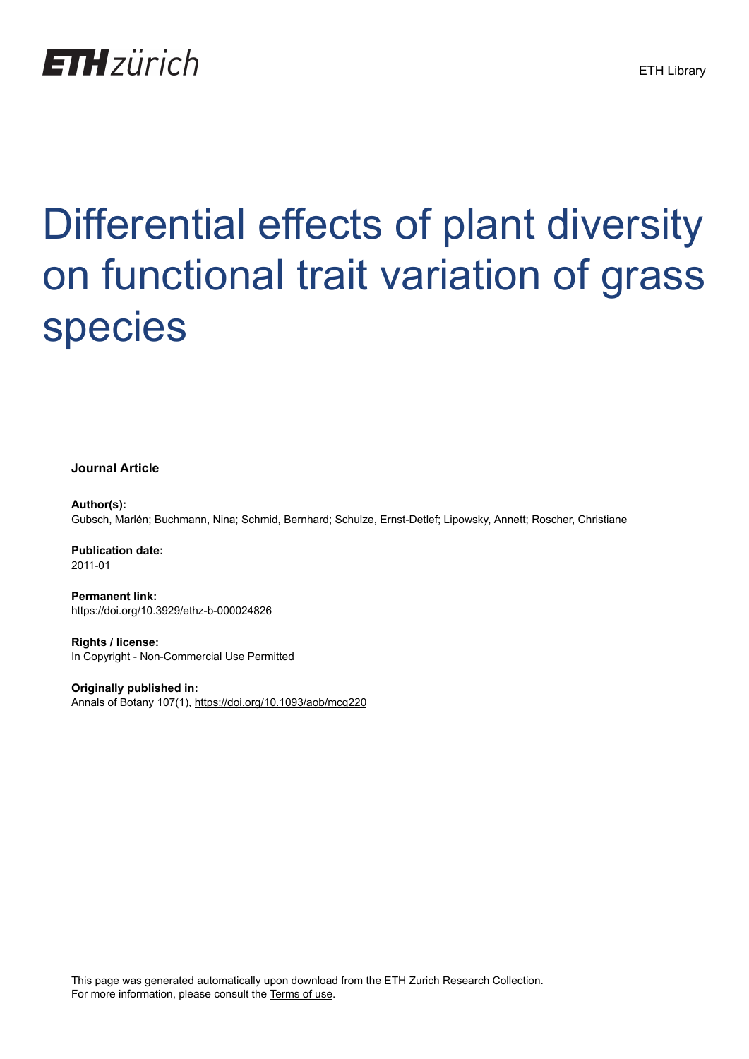ETH Library

# Differential effects of plant diversity on functional trait variation of grass species

**Journal Article**

**Author(s):**
Gubsch, Marlén; Buchmann, Nina; Schmid, Bernhard; Schulze, Ernst-Detlef; Lipowsky, Annett; Roscher, Christiane

**Publication date:**
2011-01

**Permanent link:**
https://doi.org/10.3929/ethz-b-000024826

**Rights / license:**
In Copyright - Non-Commercial Use Permitted

**Originally published in:**
Annals of Botany 107(1), https://doi.org/10.1093/aob/mcq220

This page was generated automatically upon download from the ETH Zurich Research Collection.
For more information, please consult the Terms of use.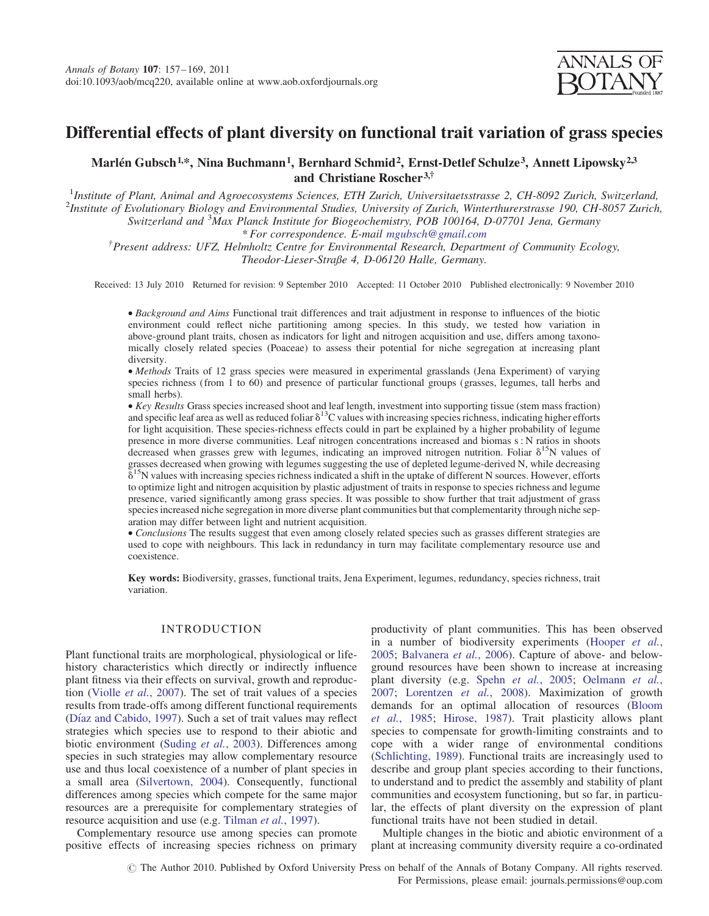# Differential effects of plant diversity on functional trait variation of grass species

**Marlén Gubsch[1,*], Nina Buchmann[1], Bernhard Schmid[2], Ernst-Detlef Schulze[3], Annett Lipowsky[2,3] and Christiane Roscher[3,†]**

[1]*Institute of Plant, Animal and Agroecosystems Sciences, ETH Zurich, Universitaetsstrasse 2, CH-8092 Zurich, Switzerland,* [2]*Institute of Evolutionary Biology and Environmental Studies, University of Zurich, Winterthurerstrasse 190, CH-8057 Zurich, Switzerland and* [3]*Max Planck Institute for Biogeochemistry, POB 100164, D-07701 Jena, Germany*

*\* For correspondence. E-mail mgubsch@gmail.com*

[†]*Present address: UFZ, Helmholtz Centre for Environmental Research, Department of Community Ecology, Theodor-Lieser-Straße 4, D-06120 Halle, Germany.*

Received: 13 July 2010 Returned for revision: 9 September 2010 Accepted: 11 October 2010 Published electronically: 9 November 2010

- *Background and Aims* Functional trait differences and trait adjustment in response to influences of the biotic environment could reflect niche partitioning among species. In this study, we tested how variation in above-ground plant traits, chosen as indicators for light and nitrogen acquisition and use, differs among taxonomically closely related species (Poaceae) to assess their potential for niche segregation at increasing plant diversity.
- *Methods* Traits of 12 grass species were measured in experimental grasslands (Jena Experiment) of varying species richness (from 1 to 60) and presence of particular functional groups (grasses, legumes, tall herbs and small herbs).
- *Key Results* Grass species increased shoot and leaf length, investment into supporting tissue (stem mass fraction) and specific leaf area as well as reduced foliar $\delta^{13}C$ values with increasing species richness, indicating higher efforts for light acquisition. These species-richness effects could in part be explained by a higher probability of legume presence in more diverse communities. Leaf nitrogen concentrations increased and biomas s : N ratios in shoots decreased when grasses grew with legumes, indicating an improved nitrogen nutrition. Foliar $\delta^{15}N$ values of grasses decreased when growing with legumes suggesting the use of depleted legume-derived N, while decreasing $\delta^{15}N$ values with increasing species richness indicated a shift in the uptake of different N sources. However, efforts to optimize light and nitrogen acquisition by plastic adjustment of traits in response to species richness and legume presence, varied significantly among grass species. It was possible to show further that trait adjustment of grass species increased niche segregation in more diverse plant communities but that complementarity through niche separation may differ between light and nutrient acquisition.
- *Conclusions* The results suggest that even among closely related species such as grasses different strategies are used to cope with neighbours. This lack in redundancy in turn may facilitate complementary resource use and coexistence.

**Key words:** Biodiversity, grasses, functional traits, Jena Experiment, legumes, redundancy, species richness, trait variation.

## INTRODUCTION

Plant functional traits are morphological, physiological or life-history characteristics which directly or indirectly influence plant fitness via their effects on survival, growth and reproduction (Violle *et al.*, 2007). The set of trait values of a species results from trade-offs among different functional requirements (Díaz and Cabido, 1997). Such a set of trait values may reflect strategies which species use to respond to their abiotic and biotic environment (Suding *et al.*, 2003). Differences among species in such strategies may allow complementary resource use and thus local coexistence of a number of plant species in a small area (Silvertown, 2004). Consequently, functional differences among species which compete for the same major resources are a prerequisite for complementary strategies of resource acquisition and use (e.g. Tilman *et al.*, 1997).

Complementary resource use among species can promote positive effects of increasing species richness on primary productivity of plant communities. This has been observed in a number of biodiversity experiments (Hooper *et al.*, 2005; Balvanera *et al.*, 2006). Capture of above- and below-ground resources have been shown to increase at increasing plant diversity (e.g. Spehn *et al.*, 2005; Oelmann *et al.*, 2007; Lorentzen *et al.*, 2008). Maximization of growth demands for an optimal allocation of resources (Bloom *et al.*, 1985; Hirose, 1987). Trait plasticity allows plant species to compensate for growth-limiting constraints and to cope with a wider range of environmental conditions (Schlichting, 1989). Functional traits are increasingly used to describe and group plant species according to their functions, to understand and to predict the assembly and stability of plant communities and ecosystem functioning, but so far, in particular, the effects of plant diversity on the expression of plant functional traits have not been studied in detail.

Multiple changes in the biotic and abiotic environment of a plant at increasing community diversity require a co-ordinated

© The Author 2010. Published by Oxford University Press on behalf of the Annals of Botany Company. All rights reserved. For Permissions, please email: journals.permissions@oup.com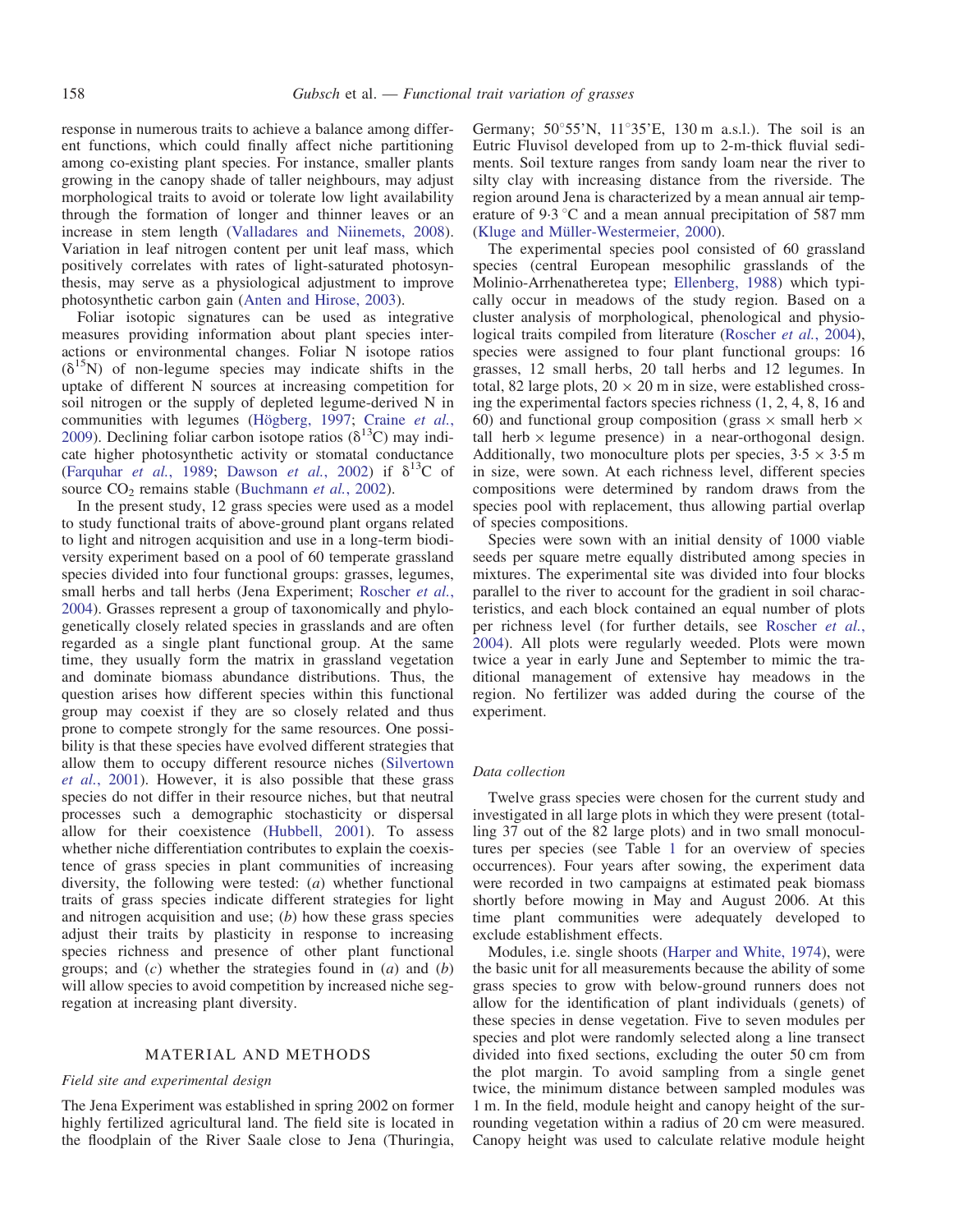response in numerous traits to achieve a balance among different functions, which could finally affect niche partitioning among co-existing plant species. For instance, smaller plants growing in the canopy shade of taller neighbours, may adjust morphological traits to avoid or tolerate low light availability through the formation of longer and thinner leaves or an increase in stem length (Valladares and Niinemets, 2008). Variation in leaf nitrogen content per unit leaf mass, which positively correlates with rates of light-saturated photosynthesis, may serve as a physiological adjustment to improve photosynthetic carbon gain (Anten and Hirose, 2003).

Foliar isotopic signatures can be used as integrative measures providing information about plant species interactions or environmental changes. Foliar N isotope ratios ($\delta^{15}N$) of non-legume species may indicate shifts in the uptake of different N sources at increasing competition for soil nitrogen or the supply of depleted legume-derived N in communities with legumes (Högberg, 1997; Craine *et al.*, 2009). Declining foliar carbon isotope ratios ($\delta^{13}C$) may indicate higher photosynthetic activity or stomatal conductance (Farquhar *et al.*, 1989; Dawson *et al.*, 2002) if $\delta^{13}C$ of source $CO_2$ remains stable (Buchmann *et al.*, 2002).

In the present study, 12 grass species were used as a model to study functional traits of above-ground plant organs related to light and nitrogen acquisition and use in a long-term biodiversity experiment based on a pool of 60 temperate grassland species divided into four functional groups: grasses, legumes, small herbs and tall herbs (Jena Experiment; Roscher *et al.*, 2004). Grasses represent a group of taxonomically and phylogenetically closely related species in grasslands and are often regarded as a single plant functional group. At the same time, they usually form the matrix in grassland vegetation and dominate biomass abundance distributions. Thus, the question arises how different species within this functional group may coexist if they are so closely related and thus prone to compete strongly for the same resources. One possibility is that these species have evolved different strategies that allow them to occupy different resource niches (Silvertown *et al.*, 2001). However, it is also possible that these grass species do not differ in their resource niches, but that neutral processes such a demographic stochasticity or dispersal allow for their coexistence (Hubbell, 2001). To assess whether niche differentiation contributes to explain the coexistence of grass species in plant communities of increasing diversity, the following were tested: (*a*) whether functional traits of grass species indicate different strategies for light and nitrogen acquisition and use; (*b*) how these grass species adjust their traits by plasticity in response to increasing species richness and presence of other plant functional groups; and (*c*) whether the strategies found in (*a*) and (*b*) will allow species to avoid competition by increased niche segregation at increasing plant diversity.

## MATERIAL AND METHODS

### *Field site and experimental design*

The Jena Experiment was established in spring 2002 on former highly fertilized agricultural land. The field site is located in the floodplain of the River Saale close to Jena (Thuringia, Germany; 50°55'N, 11°35'E, 130 m a.s.l.). The soil is an Eutric Fluvisol developed from up to 2-m-thick fluvial sediments. Soil texture ranges from sandy loam near the river to silty clay with increasing distance from the riverside. The region around Jena is characterized by a mean annual air temperature of 9·3 °C and a mean annual precipitation of 587 mm (Kluge and Müller-Westermeier, 2000).

The experimental species pool consisted of 60 grassland species (central European mesophilic grasslands of the Molinio-Arrhenatheretea type; Ellenberg, 1988) which typically occur in meadows of the study region. Based on a cluster analysis of morphological, phenological and physiological traits compiled from literature (Roscher *et al.*, 2004), species were assigned to four plant functional groups: 16 grasses, 12 small herbs, 20 tall herbs and 12 legumes. In total, 82 large plots, 20 × 20 m in size, were established crossing the experimental factors species richness (1, 2, 4, 8, 16 and 60) and functional group composition (grass × small herb × tall herb × legume presence) in a near-orthogonal design. Additionally, two monoculture plots per species, 3·5 × 3·5 m in size, were sown. At each richness level, different species compositions were determined by random draws from the species pool with replacement, thus allowing partial overlap of species compositions.

Species were sown with an initial density of 1000 viable seeds per square metre equally distributed among species in mixtures. The experimental site was divided into four blocks parallel to the river to account for the gradient in soil characteristics, and each block contained an equal number of plots per richness level (for further details, see Roscher *et al.*, 2004). All plots were regularly weeded. Plots were mown twice a year in early June and September to mimic the traditional management of extensive hay meadows in the region. No fertilizer was added during the course of the experiment.

### *Data collection*

Twelve grass species were chosen for the current study and investigated in all large plots in which they were present (totalling 37 out of the 82 large plots) and in two small monocultures per species (see Table 1 for an overview of species occurrences). Four years after sowing, the experiment data were recorded in two campaigns at estimated peak biomass shortly before mowing in May and August 2006. At this time plant communities were adequately developed to exclude establishment effects.

Modules, i.e. single shoots (Harper and White, 1974), were the basic unit for all measurements because the ability of some grass species to grow with below-ground runners does not allow for the identification of plant individuals (genets) of these species in dense vegetation. Five to seven modules per species and plot were randomly selected along a line transect divided into fixed sections, excluding the outer 50 cm from the plot margin. To avoid sampling from a single genet twice, the minimum distance between sampled modules was 1 m. In the field, module height and canopy height of the surrounding vegetation within a radius of 20 cm were measured. Canopy height was used to calculate relative module height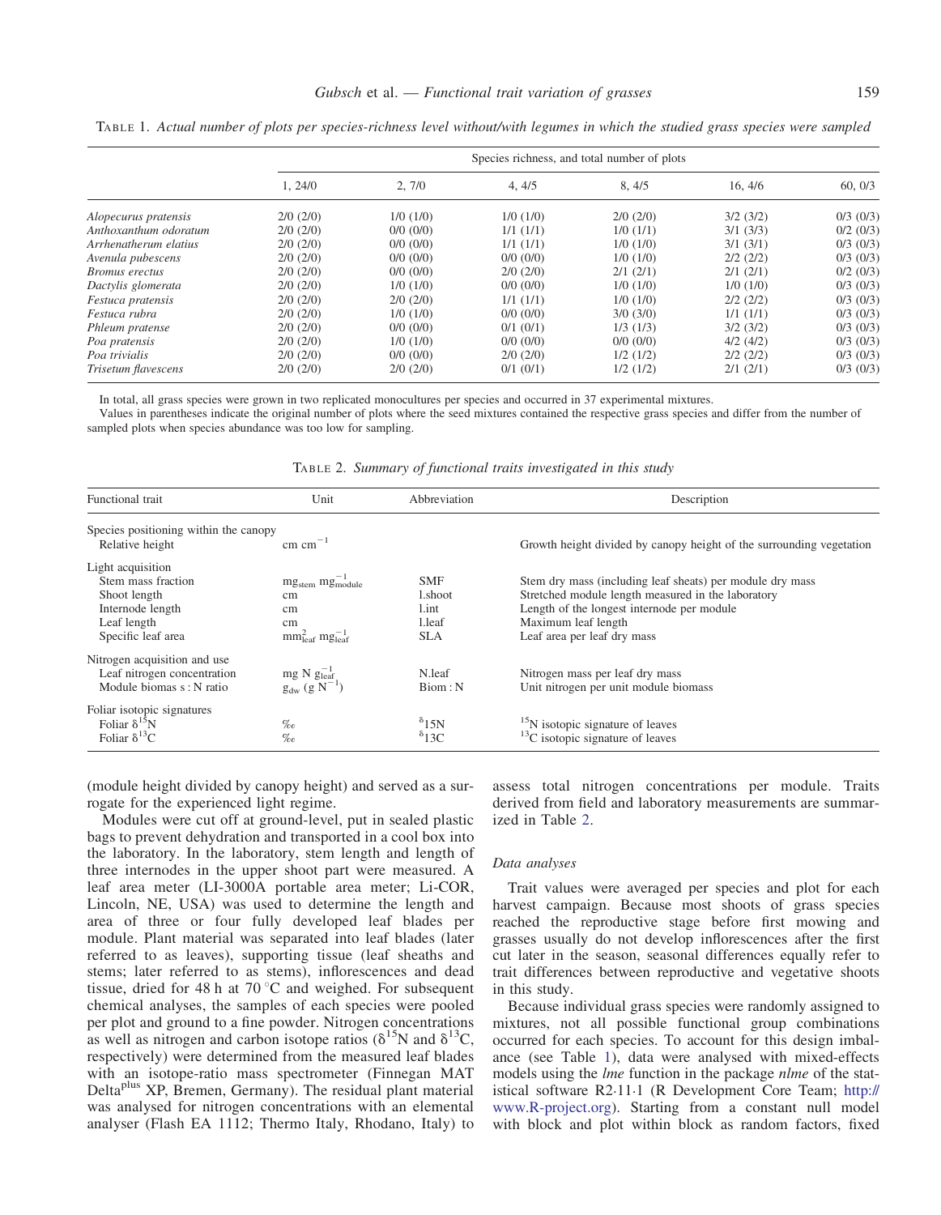TABLE 1. *Actual number of plots per species-richness level without/with legumes in which the studied grass species were sampled*

| | Species richness, and total number of plots | | | | | |
|---|---|---|---|---|---|---|
| | 1, 24/0 | 2, 7/0 | 4, 4/5 | 8, 4/5 | 16, 4/6 | 60, 0/3 |
| *Alopecurus pratensis* | 2/0 (2/0) | 1/0 (1/0) | 1/0 (1/0) | 2/0 (2/0) | 3/2 (3/2) | 0/3 (0/3) |
| *Anthoxanthum odoratum* | 2/0 (2/0) | 0/0 (0/0) | 1/1 (1/1) | 1/0 (1/1) | 3/1 (3/3) | 0/2 (0/3) |
| *Arrhenatherum elatius* | 2/0 (2/0) | 0/0 (0/0) | 1/1 (1/1) | 1/0 (1/0) | 3/1 (3/1) | 0/3 (0/3) |
| *Avenula pubescens* | 2/0 (2/0) | 0/0 (0/0) | 0/0 (0/0) | 1/0 (1/0) | 2/2 (2/2) | 0/3 (0/3) |
| *Bromus erectus* | 2/0 (2/0) | 0/0 (0/0) | 2/0 (2/0) | 2/1 (2/1) | 2/1 (2/1) | 0/2 (0/3) |
| *Dactylis glomerata* | 2/0 (2/0) | 1/0 (1/0) | 0/0 (0/0) | 1/0 (1/0) | 1/0 (1/0) | 0/3 (0/3) |
| *Festuca pratensis* | 2/0 (2/0) | 2/0 (2/0) | 1/1 (1/1) | 1/0 (1/0) | 2/2 (2/2) | 0/3 (0/3) |
| *Festuca rubra* | 2/0 (2/0) | 1/0 (1/0) | 0/0 (0/0) | 3/0 (3/0) | 1/1 (1/1) | 0/3 (0/3) |
| *Phleum pratense* | 2/0 (2/0) | 0/0 (0/0) | 0/1 (0/1) | 1/3 (1/3) | 3/2 (3/2) | 0/3 (0/3) |
| *Poa pratensis* | 2/0 (2/0) | 1/0 (1/0) | 0/0 (0/0) | 0/0 (0/0) | 4/2 (4/2) | 0/3 (0/3) |
| *Poa trivialis* | 2/0 (2/0) | 0/0 (0/0) | 2/0 (2/0) | 1/2 (1/2) | 2/2 (2/2) | 0/3 (0/3) |
| *Trisetum flavescens* | 2/0 (2/0) | 2/0 (2/0) | 0/1 (0/1) | 1/2 (1/2) | 2/1 (2/1) | 0/3 (0/3) |

In total, all grass species were grown in two replicated monocultures per species and occurred in 37 experimental mixtures.
Values in parentheses indicate the original number of plots where the seed mixtures contained the respective grass species and differ from the number of sampled plots when species abundance was too low for sampling.

TABLE 2. *Summary of functional traits investigated in this study*

| Functional trait | Unit | Abbreviation | Description |
|---|---|---|---|
| Species positioning within the canopy | | | |
| Relative height | cm $cm^{-1}$ | | Growth height divided by canopy height of the surrounding vegetation |
| Light acquisition | | | |
| Stem mass fraction | $mg_{stem}$ $mg_{module}^{-1}$ | SMF | Stem dry mass (including leaf sheats) per module dry mass |
| Shoot length | cm | l.shoot | Stretched module length measured in the laboratory |
| Internode length | cm | l.int | Length of the longest internode per module |
| Leaf length | cm | l.leaf | Maximum leaf length |
| Specific leaf area | $mm_{leaf}^{2}$ $mg_{leaf}^{-1}$ | SLA | Leaf area per leaf dry mass |
| Nitrogen acquisition and use | | | |
| Leaf nitrogen concentration | mg N $g_{leaf}^{-1}$ | N.leaf | Nitrogen mass per leaf dry mass |
| Module biomas s : N ratio | $g_{dw}$ (g $N^{-1}$) | Biom : N | Unit nitrogen per unit module biomass |
| Foliar isotopic signatures | | | |
| Foliar $\delta^{15}N$ | ‰ | $^{\delta}15N$ | $^{15}N$ isotopic signature of leaves |
| Foliar $\delta^{13}C$ | ‰ | $^{\delta}13C$ | $^{13}C$ isotopic signature of leaves |

(module height divided by canopy height) and served as a surrogate for the experienced light regime.

Modules were cut off at ground-level, put in sealed plastic bags to prevent dehydration and transported in a cool box into the laboratory. In the laboratory, stem length and length of three internodes in the upper shoot part were measured. A leaf area meter (LI-3000A portable area meter; Li-COR, Lincoln, NE, USA) was used to determine the length and area of three or four fully developed leaf blades per module. Plant material was separated into leaf blades (later referred to as leaves), supporting tissue (leaf sheaths and stems; later referred to as stems), inflorescences and dead tissue, dried for 48 h at 70 °C and weighed. For subsequent chemical analyses, the samples of each species were pooled per plot and ground to a fine powder. Nitrogen concentrations as well as nitrogen and carbon isotope ratios ($\delta^{15}N$ and $\delta^{13}C$, respectively) were determined from the measured leaf blades with an isotope-ratio mass spectrometer (Finnegan MAT Delta$^{plus}$ XP, Bremen, Germany). The residual plant material was analysed for nitrogen concentrations with an elemental analyser (Flash EA 1112; Thermo Italy, Rhodano, Italy) to assess total nitrogen concentrations per module. Traits derived from field and laboratory measurements are summarized in Table 2.

### *Data analyses*

Trait values were averaged per species and plot for each harvest campaign. Because most shoots of grass species reached the reproductive stage before first mowing and grasses usually do not develop inflorescences after the first cut later in the season, seasonal differences equally refer to trait differences between reproductive and vegetative shoots in this study.

Because individual grass species were randomly assigned to mixtures, not all possible functional group combinations occurred for each species. To account for this design imbalance (see Table 1), data were analysed with mixed-effects models using the *lme* function in the package *nlme* of the statistical software R2·11·1 (R Development Core Team; http://www.R-project.org). Starting from a constant null model with block and plot within block as random factors, fixed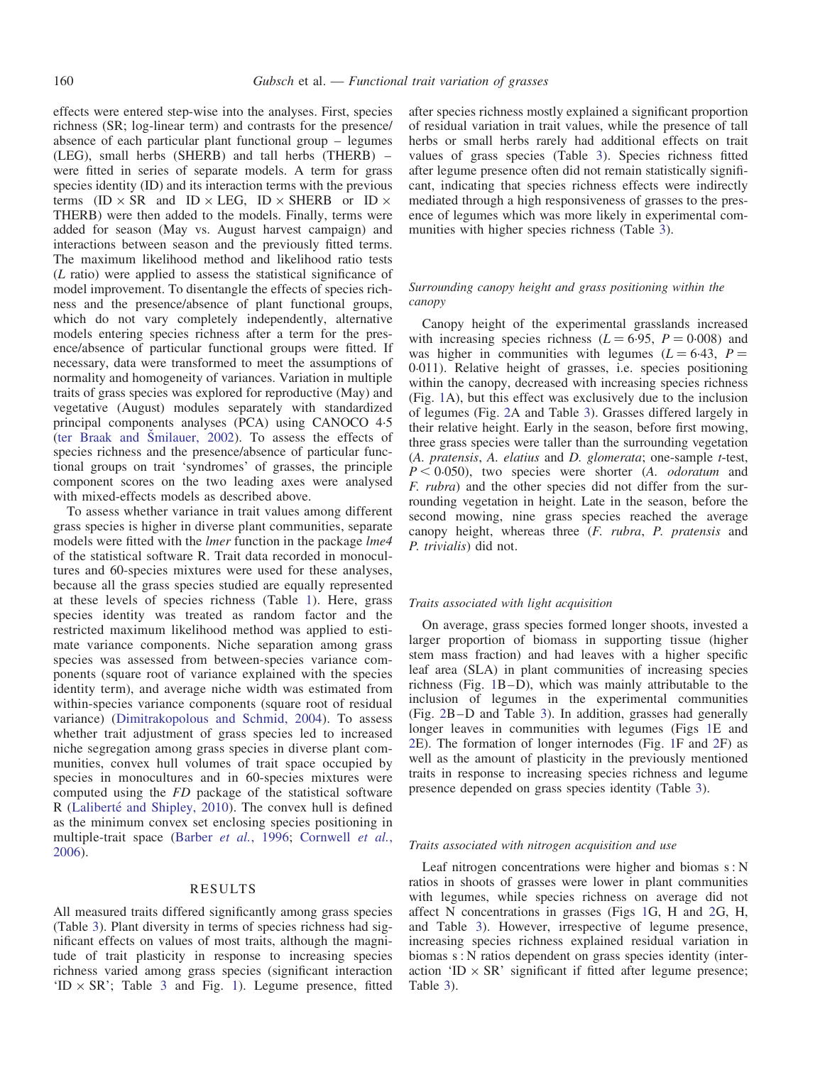effects were entered step-wise into the analyses. First, species richness (SR; log-linear term) and contrasts for the presence/absence of each particular plant functional group – legumes (LEG), small herbs (SHERB) and tall herbs (THERB) – were fitted in series of separate models. A term for grass species identity (ID) and its interaction terms with the previous terms (ID × SR and ID × LEG, ID × SHERB or ID × THERB) were then added to the models. Finally, terms were added for season (May vs. August harvest campaign) and interactions between season and the previously fitted terms. The maximum likelihood method and likelihood ratio tests (*L* ratio) were applied to assess the statistical significance of model improvement. To disentangle the effects of species richness and the presence/absence of plant functional groups, which do not vary completely independently, alternative models entering species richness after a term for the presence/absence of particular functional groups were fitted. If necessary, data were transformed to meet the assumptions of normality and homogeneity of variances. Variation in multiple traits of grass species was explored for reproductive (May) and vegetative (August) modules separately with standardized principal components analyses (PCA) using CANOCO 4·5 (ter Braak and Šmilauer, 2002). To assess the effects of species richness and the presence/absence of particular functional groups on trait 'syndromes' of grasses, the principle component scores on the two leading axes were analysed with mixed-effects models as described above.

To assess whether variance in trait values among different grass species is higher in diverse plant communities, separate models were fitted with the *lmer* function in the package *lme4* of the statistical software R. Trait data recorded in monocultures and 60-species mixtures were used for these analyses, because all the grass species studied are equally represented at these levels of species richness (Table 1). Here, grass species identity was treated as random factor and the restricted maximum likelihood method was applied to estimate variance components. Niche separation among grass species was assessed from between-species variance components (square root of variance explained with the species identity term), and average niche width was estimated from within-species variance components (square root of residual variance) (Dimitrakopolous and Schmid, 2004). To assess whether trait adjustment of grass species led to increased niche segregation among grass species in diverse plant communities, convex hull volumes of trait space occupied by species in monocultures and in 60-species mixtures were computed using the *FD* package of the statistical software R (Laliberté and Shipley, 2010). The convex hull is defined as the minimum convex set enclosing species positioning in multiple-trait space (Barber *et al.*, 1996; Cornwell *et al.*, 2006).

## RESULTS

All measured traits differed significantly among grass species (Table 3). Plant diversity in terms of species richness had significant effects on values of most traits, although the magnitude of trait plasticity in response to increasing species richness varied among grass species (significant interaction 'ID × SR'; Table 3 and Fig. 1). Legume presence, fitted after species richness mostly explained a significant proportion of residual variation in trait values, while the presence of tall herbs or small herbs rarely had additional effects on trait values of grass species (Table 3). Species richness fitted after legume presence often did not remain statistically significant, indicating that species richness effects were indirectly mediated through a high responsiveness of grasses to the presence of legumes which was more likely in experimental communities with higher species richness (Table 3).

### *Surrounding canopy height and grass positioning within the canopy*

Canopy height of the experimental grasslands increased with increasing species richness ($L = 6{\cdot}95$, $P = 0{\cdot}008$) and was higher in communities with legumes ($L = 6{\cdot}43$, $P = 0{\cdot}011$). Relative height of grasses, i.e. species positioning within the canopy, decreased with increasing species richness (Fig. 1A), but this effect was exclusively due to the inclusion of legumes (Fig. 2A and Table 3). Grasses differed largely in their relative height. Early in the season, before first mowing, three grass species were taller than the surrounding vegetation (*A. pratensis*, *A. elatius* and *D. glomerata*; one-sample *t*-test, $P < 0{\cdot}050$), two species were shorter (*A. odoratum* and *F. rubra*) and the other species did not differ from the surrounding vegetation in height. Late in the season, before the second mowing, nine grass species reached the average canopy height, whereas three (*F. rubra*, *P. pratensis* and *P. trivialis*) did not.

### *Traits associated with light acquisition*

On average, grass species formed longer shoots, invested a larger proportion of biomass in supporting tissue (higher stem mass fraction) and had leaves with a higher specific leaf area (SLA) in plant communities of increasing species richness (Fig. 1B–D), which was mainly attributable to the inclusion of legumes in the experimental communities (Fig. 2B–D and Table 3). In addition, grasses had generally longer leaves in communities with legumes (Figs 1E and 2E). The formation of longer internodes (Fig. 1F and 2F) as well as the amount of plasticity in the previously mentioned traits in response to increasing species richness and legume presence depended on grass species identity (Table 3).

### *Traits associated with nitrogen acquisition and use*

Leaf nitrogen concentrations were higher and biomas s : N ratios in shoots of grasses were lower in plant communities with legumes, while species richness on average did not affect N concentrations in grasses (Figs 1G, H and 2G, H, and Table 3). However, irrespective of legume presence, increasing species richness explained residual variation in biomas s : N ratios dependent on grass species identity (interaction 'ID × SR' significant if fitted after legume presence; Table 3).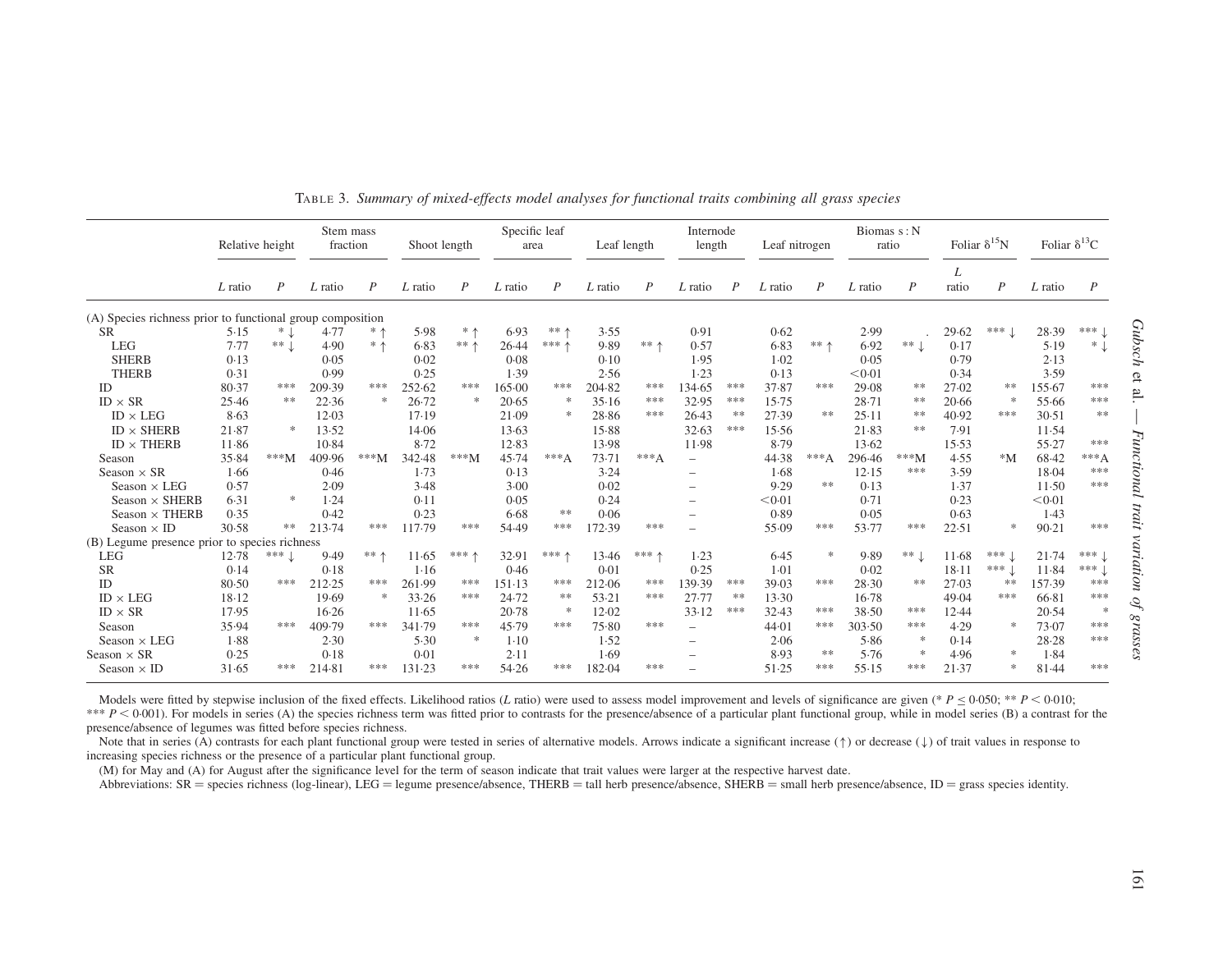TABLE 3. *Summary of mixed-effects model analyses for functional traits combining all grass species*

| | Relative height | | Stem mass fraction | | Shoot length | | Specific leaf area | | Leaf length | | Internode length | | Leaf nitrogen | | Biomass : N ratio | | Foliar $\delta^{15}N$ | | Foliar $\delta^{13}C$ | |
|---|---|---|---|---|---|---|---|---|---|---|---|---|---|---|---|---|---|---|---|---|
| | *L* ratio | *P* | *L* ratio | *P* | *L* ratio | *P* | *L* ratio | *P* | *L* ratio | *P* | *L* ratio | *P* | *L* ratio | *P* | *L* ratio | *P* | *L* ratio | *P* | *L* ratio | *P* |
| (A) Species richness prior to functional group composition | | | | | | | | | | | | | | | | | | | | |
| SR | 5·15 | * ↓ | 4·77 | * ↑ | 5·98 | * ↑ | 6·93 | ** ↑ | 3·55 | | 0·91 | | 0·62 | | 2·99 | . | 29·62 | *** ↓ | 28·39 | *** ↓ |
| LEG | 7·77 | ** ↓ | 4·90 | * ↑ | 6·83 | ** ↑ | 26·44 | *** ↑ | 9·89 | ** ↑ | 0·57 | | 6·83 | ** ↑ | 6·92 | ** ↓ | 0·17 | | 5·19 | * ↓ |
| SHERB | 0·13 | | 0·05 | | 0·02 | | 0·08 | | 0·10 | | 1·95 | | 1·02 | | 0·05 | | 0·79 | | 2·13 | |
| THERB | 0·31 | | 0·99 | | 0·25 | | 1·39 | | 2·56 | | 1·23 | | 0·13 | | <0·01 | | 0·34 | | 3·59 | |
| ID | 80·37 | *** | 209·39 | *** | 252·62 | *** | 165·00 | *** | 204·82 | *** | 134·65 | *** | 37·87 | *** | 29·08 | ** | 27·02 | ** | 155·67 | *** |
| ID × SR | 25·46 | ** | 22·36 | * | 26·72 | * | 20·65 | * | 35·16 | *** | 32·95 | *** | 15·75 | | 28·71 | ** | 20·66 | * | 55·66 | *** |
| ID × LEG | 8·63 | | 12·03 | | 17·19 | | 21·09 | * | 28·86 | *** | 26·43 | ** | 27·39 | ** | 25·11 | ** | 40·92 | *** | 30·51 | ** |
| ID × SHERB | 21·87 | * | 13·52 | | 14·06 | | 13·63 | | 15·88 | | 32·63 | *** | 15·56 | | 21·83 | ** | 7·91 | | 11·54 | |
| ID × THERB | 11·86 | | 10·84 | | 8·72 | | 12·83 | | 13·98 | | 11·98 | | 8·79 | | 13·62 | | 15·53 | | 55·27 | *** |
| Season | 35·84 | ***M | 409·96 | ***M | 342·48 | ***M | 45·74 | ***A | 73·71 | ***A | – | | 44·38 | ***A | 296·46 | ***M | 4·55 | *M | 68·42 | ***A |
| Season × SR | 1·66 | | 0·46 | | 1·73 | | 0·13 | | 3·24 | | – | | 1·68 | | 12·15 | *** | 3·59 | | 18·04 | *** |
| Season × LEG | 0·57 | | 2·09 | | 3·48 | | 3·00 | | 0·02 | | – | | 9·29 | ** | 0·13 | | 1·37 | | 11·50 | *** |
| Season × SHERB | 6·31 | * | 1·24 | | 0·11 | | 0·05 | | 0·24 | | – | | <0·01 | | 0·71 | | 0·23 | | <0·01 | |
| Season × THERB | 0·35 | | 0·42 | | 0·23 | | 6·68 | ** | 0·06 | | – | | 0·89 | | 0·05 | | 0·63 | | 1·43 | |
| Season × ID | 30·58 | ** | 213·74 | *** | 117·79 | *** | 54·49 | *** | 172·39 | *** | – | | 55·09 | *** | 53·77 | *** | 22·51 | * | 90·21 | *** |
| (B) Legume presence prior to species richness | | | | | | | | | | | | | | | | | | | | |
| LEG | 12·78 | *** ↓ | 9·49 | ** ↑ | 11·65 | *** ↑ | 32·91 | *** ↑ | 13·46 | *** ↑ | 1·23 | | 6·45 | * | 9·89 | ** ↓ | 11·68 | *** ↓ | 21·74 | *** ↓ |
| SR | 0·14 | | 0·18 | | 1·16 | | 0·46 | | 0·01 | | 0·25 | | 1·01 | | 0·02 | | 18·11 | *** ↓ | 11·84 | *** ↓ |
| ID | 80·50 | *** | 212·25 | *** | 261·99 | *** | 151·13 | *** | 212·06 | *** | 139·39 | *** | 39·03 | *** | 28·30 | ** | 27·03 | ** | 157·39 | *** |
| ID × LEG | 18·12 | | 19·69 | * | 33·26 | *** | 24·72 | ** | 53·21 | *** | 27·77 | ** | 13·30 | | 16·78 | | 49·04 | *** | 66·81 | *** |
| ID × SR | 17·95 | | 16·26 | | 11·65 | | 20·78 | * | 12·02 | | 33·12 | *** | 32·43 | *** | 38·50 | *** | 12·44 | | 20·54 | * |
| Season | 35·94 | *** | 409·79 | *** | 341·79 | *** | 45·79 | *** | 75·80 | *** | – | | 44·01 | *** | 303·50 | *** | 4·29 | * | 73·07 | *** |
| Season × LEG | 1·88 | | 2·30 | | 5·30 | * | 1·10 | | 1·52 | | – | | 2·06 | | 5·86 | * | 0·14 | | 28·28 | *** |
| Season × SR | 0·25 | | 0·18 | | 0·01 | | 2·11 | | 1·69 | | – | | 8·93 | ** | 5·76 | * | 4·96 | * | 1·84 | |
| Season × ID | 31·65 | *** | 214·81 | *** | 131·23 | *** | 54·26 | *** | 182·04 | *** | – | | 51·25 | *** | 55·15 | *** | 21·37 | * | 81·44 | *** |

Models were fitted by stepwise inclusion of the fixed effects. Likelihood ratios (*L* ratio) were used to assess model improvement and levels of significance are given (* $P \leq 0{\cdot}050$; ** $P < 0{\cdot}010$; *** $P < 0{\cdot}001$). For models in series (A) the species richness term was fitted prior to contrasts for the presence/absence of a particular plant functional group, while in model series (B) a contrast for the presence/absence of legumes was fitted before species richness.

Note that in series (A) contrasts for each plant functional group were tested in series of alternative models. Arrows indicate a significant increase (↑) or decrease (↓) of trait values in response to increasing species richness or the presence of a particular plant functional group.

(M) for May and (A) for August after the significance level for the term of season indicate that trait values were larger at the respective harvest date.

Abbreviations: SR = species richness (log-linear), LEG = legume presence/absence, THERB = tall herb presence/absence, SHERB = small herb presence/absence, ID = grass species identity.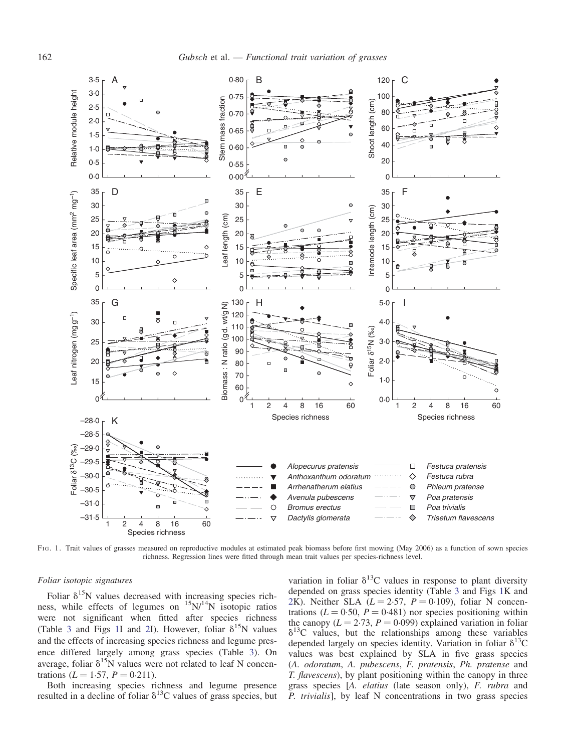FIG. 1. Trait values of grasses measured on reproductive modules at estimated peak biomass before first mowing (May 2006) as a function of sown species richness. Regression lines were fitted through mean trait values per species-richness level.

### Foliar isotopic signatures

Foliar $\delta^{15}N$ values decreased with increasing species richness, while effects of legumes on $^{15}N/^{14}N$ isotopic ratios were not significant when fitted after species richness (Table 3 and Figs 1I and 2I). However, foliar $\delta^{15}N$ values and the effects of increasing species richness and legume presence differed largely among grass species (Table 3). On average, foliar $\delta^{15}N$ values were not related to leaf N concentrations ($L = 1{\cdot}57$, $P = 0{\cdot}211$).

Both increasing species richness and legume presence resulted in a decline of foliar $\delta^{13}C$ values of grass species, but variation in foliar $\delta^{13}C$ values in response to plant diversity depended on grass species identity (Table 3 and Figs 1K and 2K). Neither SLA ($L = 2{\cdot}57$, $P = 0{\cdot}109$), foliar N concentrations ($L = 0{\cdot}50$, $P = 0{\cdot}481$) nor species positioning within the canopy ($L = 2{\cdot}73$, $P = 0{\cdot}099$) explained variation in foliar $\delta^{13}C$ values, but the relationships among these variables depended largely on species identity. Variation in foliar $\delta^{13}C$ values was best explained by SLA in five grass species (*A. odoratum*, *A. pubescens*, *F. pratensis*, *Ph. pratense* and *T. flavescens*), by plant positioning within the canopy in three grass species [*A. elatius* (late season only), *F. rubra* and *P. trivialis*], by leaf N concentrations in two grass species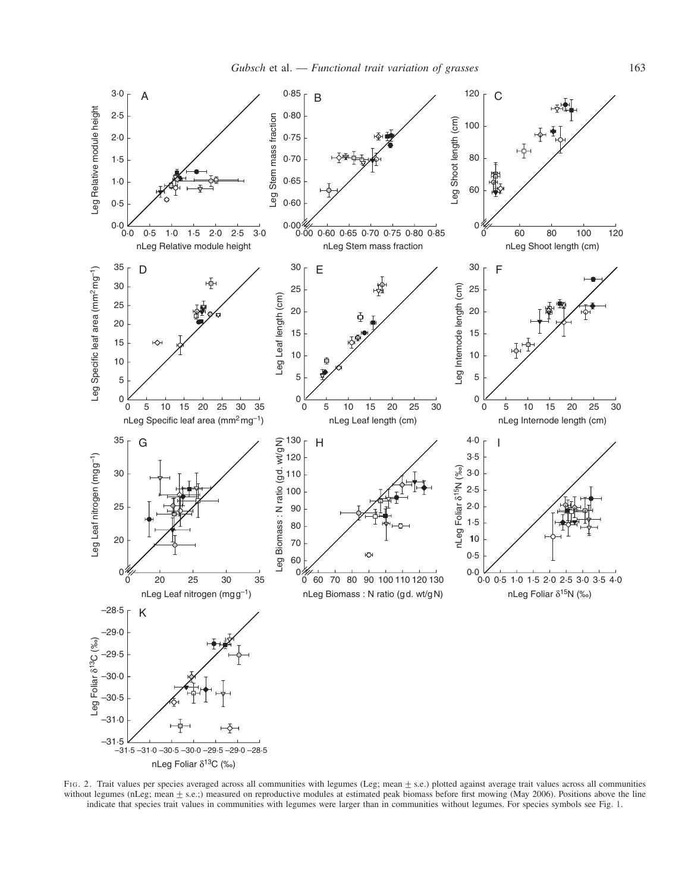FIG. 2. Trait values per species averaged across all communities with legumes (Leg; mean ± s.e.) plotted against average trait values across all communities without legumes (nLeg; mean ± s.e.;) measured on reproductive modules at estimated peak biomass before first mowing (May 2006). Positions above the line indicate that species trait values in communities with legumes were larger than in communities without legumes. For species symbols see Fig. 1.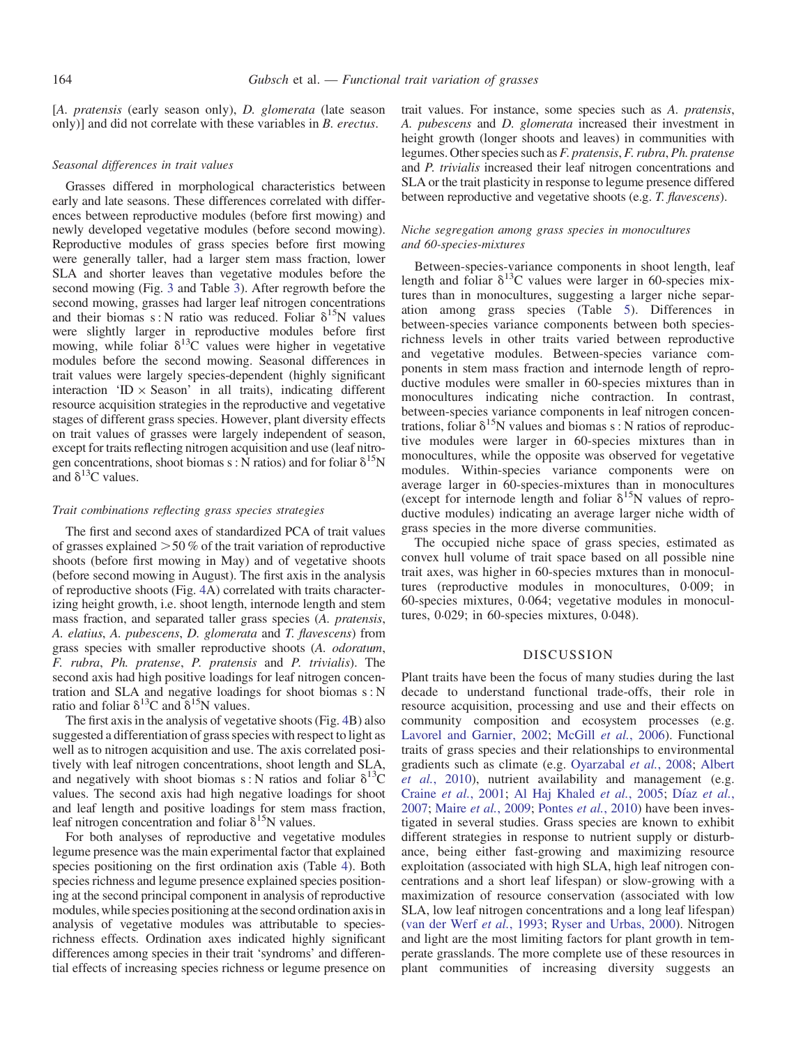[*A. pratensis* (early season only), *D. glomerata* (late season only)] and did not correlate with these variables in *B. erectus*.

### *Seasonal differences in trait values*

Grasses differed in morphological characteristics between early and late seasons. These differences correlated with differences between reproductive modules (before first mowing) and newly developed vegetative modules (before second mowing). Reproductive modules of grass species before first mowing were generally taller, had a larger stem mass fraction, lower SLA and shorter leaves than vegetative modules before the second mowing (Fig. 3 and Table 3). After regrowth before the second mowing, grasses had larger leaf nitrogen concentrations and their biomas s : N ratio was reduced. Foliar $\delta^{15}N$ values were slightly larger in reproductive modules before first mowing, while foliar $\delta^{13}C$ values were higher in vegetative modules before the second mowing. Seasonal differences in trait values were largely species-dependent (highly significant interaction 'ID × Season' in all traits), indicating different resource acquisition strategies in the reproductive and vegetative stages of different grass species. However, plant diversity effects on trait values of grasses were largely independent of season, except for traits reflecting nitrogen acquisition and use (leaf nitrogen concentrations, shoot biomas s : N ratios) and for foliar $\delta^{15}N$ and $\delta^{13}C$ values.

### *Trait combinations reflecting grass species strategies*

The first and second axes of standardized PCA of trait values of grasses explained >50 % of the trait variation of reproductive shoots (before first mowing in May) and of vegetative shoots (before second mowing in August). The first axis in the analysis of reproductive shoots (Fig. 4A) correlated with traits characterizing height growth, i.e. shoot length, internode length and stem mass fraction, and separated taller grass species (*A. pratensis*, *A. elatius*, *A. pubescens*, *D. glomerata* and *T. flavescens*) from grass species with smaller reproductive shoots (*A. odoratum*, *F. rubra*, *Ph. pratense*, *P. pratensis* and *P. trivialis*). The second axis had high positive loadings for leaf nitrogen concentration and SLA and negative loadings for shoot biomas s : N ratio and foliar $\delta^{13}C$ and $\delta^{15}N$ values.

The first axis in the analysis of vegetative shoots (Fig. 4B) also suggested a differentiation of grass species with respect to light as well as to nitrogen acquisition and use. The axis correlated positively with leaf nitrogen concentrations, shoot length and SLA, and negatively with shoot biomas s : N ratios and foliar $\delta^{13}C$ values. The second axis had high negative loadings for shoot and leaf length and positive loadings for stem mass fraction, leaf nitrogen concentration and foliar $\delta^{15}N$ values.

For both analyses of reproductive and vegetative modules legume presence was the main experimental factor that explained species positioning on the first ordination axis (Table 4). Both species richness and legume presence explained species positioning at the second principal component in analysis of reproductive modules, while species positioning at the second ordination axis in analysis of vegetative modules was attributable to species-richness effects. Ordination axes indicated highly significant differences among species in their trait 'syndroms' and differential effects of increasing species richness or legume presence on trait values. For instance, some species such as *A. pratensis*, *A. pubescens* and *D. glomerata* increased their investment in height growth (longer shoots and leaves) in communities with legumes. Other species such as *F. pratensis*, *F. rubra*, *Ph. pratense* and *P. trivialis* increased their leaf nitrogen concentrations and SLA or the trait plasticity in response to legume presence differed between reproductive and vegetative shoots (e.g. *T. flavescens*).

### *Niche segregation among grass species in monocultures and 60-species-mixtures*

Between-species-variance components in shoot length, leaf length and foliar $\delta^{13}C$ values were larger in 60-species mixtures than in monocultures, suggesting a larger niche separation among grass species (Table 5). Differences in between-species variance components between both species-richness levels in other traits varied between reproductive and vegetative modules. Between-species variance components in stem mass fraction and internode length of reproductive modules were smaller in 60-species mixtures than in monocultures indicating niche contraction. In contrast, between-species variance components in leaf nitrogen concentrations, foliar $\delta^{15}N$ values and biomas s : N ratios of reproductive modules were larger in 60-species mixtures than in monocultures, while the opposite was observed for vegetative modules. Within-species variance components were on average larger in 60-species-mixtures than in monocultures (except for internode length and foliar $\delta^{15}N$ values of reproductive modules) indicating an average larger niche width of grass species in the more diverse communities.

The occupied niche space of grass species, estimated as convex hull volume of trait space based on all possible nine trait axes, was higher in 60-species mxtures than in monocultures (reproductive modules in monocultures, 0·009; in 60-species mixtures, 0·064; vegetative modules in monocultures, 0·029; in 60-species mixtures, 0·048).

## DISCUSSION

Plant traits have been the focus of many studies during the last decade to understand functional trade-offs, their role in resource acquisition, processing and use and their effects on community composition and ecosystem processes (e.g. Lavorel and Garnier, 2002; McGill *et al.*, 2006). Functional traits of grass species and their relationships to environmental gradients such as climate (e.g. Oyarzabal *et al.*, 2008; Albert *et al.*, 2010), nutrient availability and management (e.g. Craine *et al.*, 2001; Al Haj Khaled *et al.*, 2005; Díaz *et al.*, 2007; Maire *et al.*, 2009; Pontes *et al.*, 2010) have been investigated in several studies. Grass species are known to exhibit different strategies in response to nutrient supply or disturbance, being either fast-growing and maximizing resource exploitation (associated with high SLA, high leaf nitrogen concentrations and a short leaf lifespan) or slow-growing with a maximization of resource conservation (associated with low SLA, low leaf nitrogen concentrations and a long leaf lifespan) (van der Werf *et al.*, 1993; Ryser and Urbas, 2000). Nitrogen and light are the most limiting factors for plant growth in temperate grasslands. The more complete use of these resources in plant communities of increasing diversity suggests an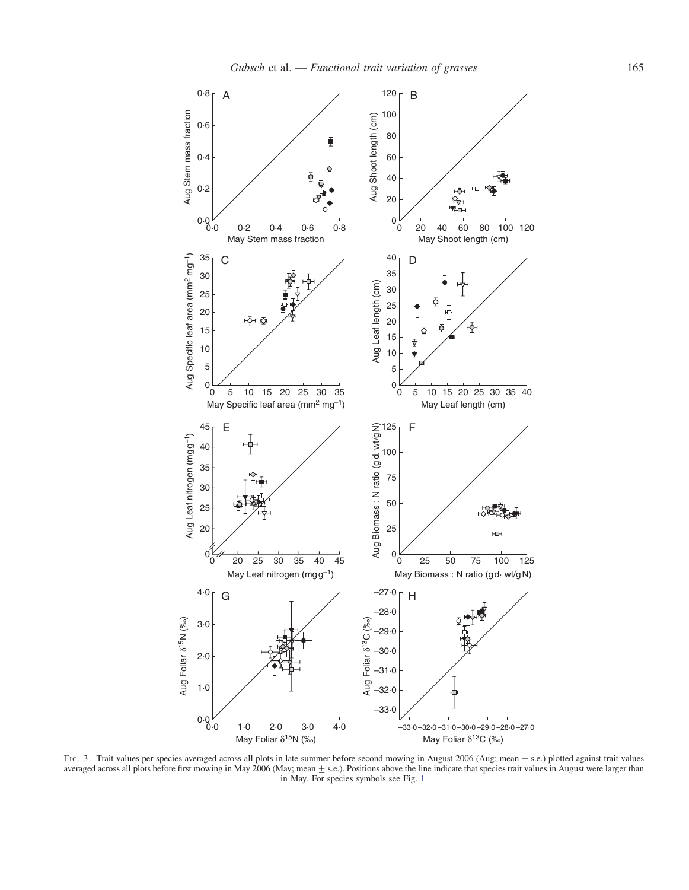FIG. 3. Trait values per species averaged across all plots in late summer before second mowing in August 2006 (Aug; mean ± s.e.) plotted against trait values averaged across all plots before first mowing in May 2006 (May; mean ± s.e.). Positions above the line indicate that species trait values in August were larger than in May. For species symbols see Fig. 1.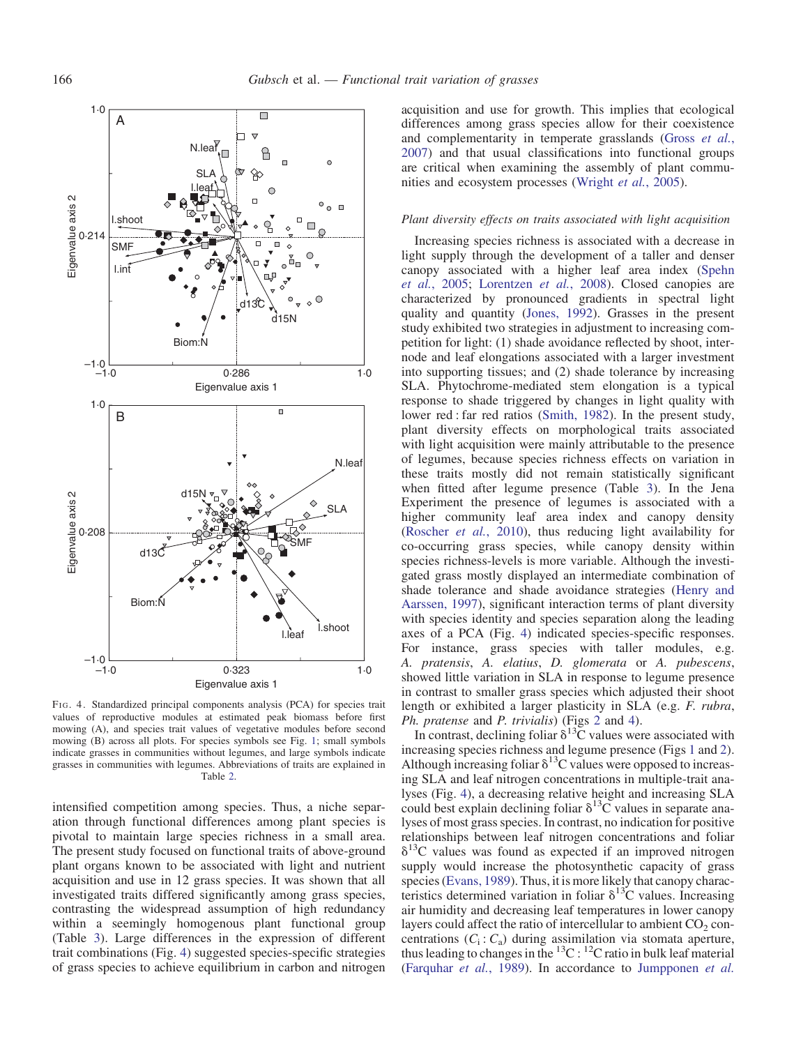Fig. 4. Standardized principal components analysis (PCA) for species trait values of reproductive modules at estimated peak biomass before first mowing (A), and species trait values of vegetative modules before second mowing (B) across all plots. For species symbols see Fig. 1; small symbols indicate grasses in communities without legumes, and large symbols indicate grasses in communities with legumes. Abbreviations of traits are explained in Table 2.

intensified competition among species. Thus, a niche separation through functional differences among plant species is pivotal to maintain large species richness in a small area. The present study focused on functional traits of above-ground plant organs known to be associated with light and nutrient acquisition and use in 12 grass species. It was shown that all investigated traits differed significantly among grass species, contrasting the widespread assumption of high redundancy within a seemingly homogenous plant functional group (Table 3). Large differences in the expression of different trait combinations (Fig. 4) suggested species-specific strategies of grass species to achieve equilibrium in carbon and nitrogen acquisition and use for growth. This implies that ecological differences among grass species allow for their coexistence and complementarity in temperate grasslands (Gross *et al.*, 2007) and that usual classifications into functional groups are critical when examining the assembly of plant communities and ecosystem processes (Wright *et al.*, 2005).

*Plant diversity effects on traits associated with light acquisition*

Increasing species richness is associated with a decrease in light supply through the development of a taller and denser canopy associated with a higher leaf area index (Spehn *et al.*, 2005; Lorentzen *et al.*, 2008). Closed canopies are characterized by pronounced gradients in spectral light quality and quantity (Jones, 1992). Grasses in the present study exhibited two strategies in adjustment to increasing competition for light: (1) shade avoidance reflected by shoot, internode and leaf elongations associated with a larger investment into supporting tissues; and (2) shade tolerance by increasing SLA. Phytochrome-mediated stem elongation is a typical response to shade triggered by changes in light quality with lower red : far red ratios (Smith, 1982). In the present study, plant diversity effects on morphological traits associated with light acquisition were mainly attributable to the presence of legumes, because species richness effects on variation in these traits mostly did not remain statistically significant when fitted after legume presence (Table 3). In the Jena Experiment the presence of legumes is associated with a higher community leaf area index and canopy density (Roscher *et al.*, 2010), thus reducing light availability for co-occurring grass species, while canopy density within species richness-levels is more variable. Although the investigated grass mostly displayed an intermediate combination of shade tolerance and shade avoidance strategies (Henry and Aarssen, 1997), significant interaction terms of plant diversity with species identity and species separation along the leading axes of a PCA (Fig. 4) indicated species-specific responses. For instance, grass species with taller modules, e.g. *A. pratensis*, *A. elatius*, *D. glomerata* or *A. pubescens*, showed little variation in SLA in response to legume presence in contrast to smaller grass species which adjusted their shoot length or exhibited a larger plasticity in SLA (e.g. *F. rubra*, *Ph. pratense* and *P. trivialis*) (Figs 2 and 4).

In contrast, declining foliar $\delta^{13}C$ values were associated with increasing species richness and legume presence (Figs 1 and 2). Although increasing foliar $\delta^{13}C$ values were opposed to increasing SLA and leaf nitrogen concentrations in multiple-trait analyses (Fig. 4), a decreasing relative height and increasing SLA could best explain declining foliar $\delta^{13}C$ values in separate analyses of most grass species. In contrast, no indication for positive relationships between leaf nitrogen concentrations and foliar $\delta^{13}C$ values was found as expected if an improved nitrogen supply would increase the photosynthetic capacity of grass species (Evans, 1989). Thus, it is more likely that canopy characteristics determined variation in foliar $\delta^{13}C$ values. Increasing air humidity and decreasing leaf temperatures in lower canopy layers could affect the ratio of intercellular to ambient $CO_2$ concentrations ($C_i : C_a$) during assimilation via stomata aperture, thus leading to changes in the $^{13}C : ^{12}C$ ratio in bulk leaf material (Farquhar *et al.*, 1989). In accordance to Jumpponen *et al.*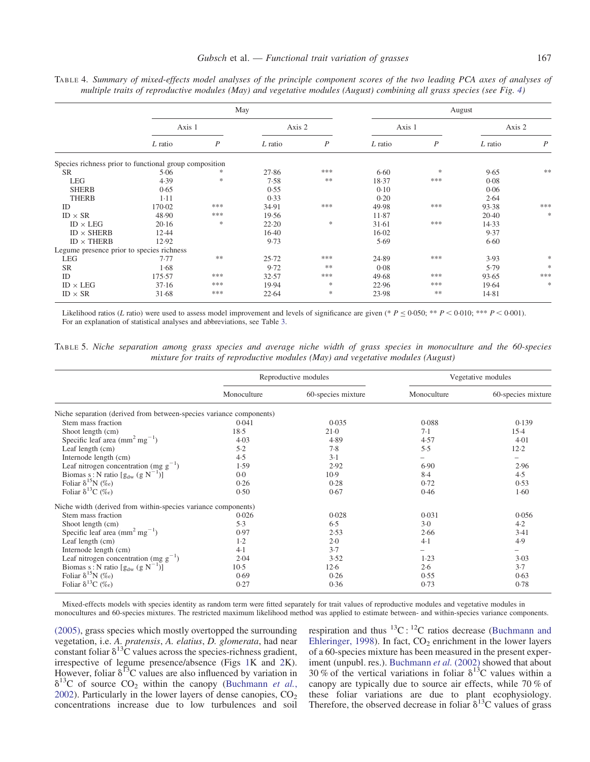TABLE 4. *Summary of mixed-effects model analyses of the principle component scores of the two leading PCA axes of analyses of multiple traits of reproductive modules (May) and vegetative modules (August) combining all grass species (see Fig. 4)*

| | May | | | | August | | | |
|---|---|---|---|---|---|---|---|---|
| | Axis 1 | | Axis 2 | | Axis 1 | | Axis 2 | |
| | *L* ratio | *P* | *L* ratio | *P* | *L* ratio | *P* | *L* ratio | *P* |
| Species richness prior to functional group composition | | | | | | | | |
| SR | 5·06 | * | 27·86 | *** | 6·60 | * | 9·65 | ** |
| LEG | 4·39 | * | 7·58 | ** | 18·37 | *** | 0·08 | |
| SHERB | 0·65 | | 0·55 | | 0·10 | | 0·06 | |
| THERB | 1·11 | | 0·33 | | 0·20 | | 2·64 | |
| ID | 170·02 | *** | 34·91 | *** | 49·98 | *** | 93·38 | *** |
| ID × SR | 48·90 | *** | 19·56 | | 11·87 | | 20·40 | * |
| ID × LEG | 20·16 | * | 22·20 | * | 31·61 | *** | 14·33 | |
| ID × SHERB | 12·44 | | 16·40 | | 16·02 | | 9·37 | |
| ID × THERB | 12·92 | | 9·73 | | 5·69 | | 6·60 | |
| Legume presence prior to species richness | | | | | | | | |
| LEG | 7·77 | ** | 25·72 | *** | 24·89 | *** | 3·93 | * |
| SR | 1·68 | | 9·72 | ** | 0·08 | | 5·79 | * |
| ID | 175·57 | *** | 32·57 | *** | 49·68 | *** | 93·65 | *** |
| ID × LEG | 37·16 | *** | 19·94 | * | 22·96 | *** | 19·64 | * |
| ID × SR | 31·68 | *** | 22·64 | * | 23·98 | ** | 14·81 | |

Likelihood ratios (*L* ratio) were used to assess model improvement and levels of significance are given (* $P \leq 0{\cdot}050$; ** $P < 0{\cdot}010$; *** $P < 0{\cdot}001$).
For an explanation of statistical analyses and abbreviations, see Table 3.

TABLE 5. *Niche separation among grass species and average niche width of grass species in monoculture and the 60-species mixture for traits of reproductive modules (May) and vegetative modules (August)*

| | Reproductive modules | | Vegetative modules | |
|---|---|---|---|---|
| | Monoculture | 60-species mixture | Monoculture | 60-species mixture |
| Niche separation (derived from between-species variance components) | | | | |
| Stem mass fraction | 0·041 | 0·035 | 0·088 | 0·139 |
| Shoot length (cm) | 18·5 | 21·0 | 7·1 | 15·4 |
| Specific leaf area ($mm^2\ mg^{-1}$) | 4·03 | 4·89 | 4·57 | 4·01 |
| Leaf length (cm) | 5·2 | 7·8 | 5·5 | 12·2 |
| Internode length (cm) | 4·5 | 3·1 | – | – |
| Leaf nitrogen concentration ($mg\ g^{-1}$) | 1·59 | 2·92 | 6·90 | 2·96 |
| Biomas s : N ratio [$g_{dw}$ ($g\ N^{-1}$)] | 0·0 | 10·9 | 8·4 | 4·5 |
| Foliar $\delta^{15}N$ (‰) | 0·26 | 0·28 | 0·72 | 0·53 |
| Foliar $\delta^{13}C$ (‰) | 0·50 | 0·67 | 0·46 | 1·60 |
| Niche width (derived from within-species variance components) | | | | |
| Stem mass fraction | 0·026 | 0·028 | 0·031 | 0·056 |
| Shoot length (cm) | 5·3 | 6·5 | 3·0 | 4·2 |
| Specific leaf area ($mm^2\ mg^{-1}$) | 0·97 | 2·53 | 2·66 | 3·41 |
| Leaf length (cm) | 1·2 | 2·0 | 4·1 | 4·9 |
| Internode length (cm) | 4·1 | 3·7 | – | – |
| Leaf nitrogen concentration ($mg\ g^{-1}$) | 2·04 | 3·52 | 1·23 | 3·03 |
| Biomas s : N ratio [$g_{dw}$ ($g\ N^{-1}$)] | 10·5 | 12·6 | 2·6 | 3·7 |
| Foliar $\delta^{15}N$ (‰) | 0·69 | 0·26 | 0·55 | 0·63 |
| Foliar $\delta^{13}C$ (‰) | 0·27 | 0·36 | 0·73 | 0·78 |

Mixed-effects models with species identity as random term were fitted separately for trait values of reproductive modules and vegetative modules in monocultures and 60-species mixtures. The restricted maximum likelihood method was applied to estimate between- and within-species variance components.

(2005), grass species which mostly overtopped the surrounding vegetation, i.e. *A. pratensis*, *A. elatius*, *D. glomerata*, had near constant foliar $\delta^{13}C$ values across the species-richness gradient, irrespective of legume presence/absence (Figs 1K and 2K). However, foliar $\delta^{13}C$ values are also influenced by variation in $\delta^{13}C$ of source $CO_2$ within the canopy (Buchmann *et al.*, 2002). Particularly in the lower layers of dense canopies, $CO_2$ concentrations increase due to low turbulences and soil respiration and thus $^{13}C:^{12}C$ ratios decrease (Buchmann and Ehleringer, 1998). In fact, $CO_2$ enrichment in the lower layers of a 60-species mixture has been measured in the present experiment (unpubl. res.). Buchmann *et al.* (2002) showed that about 30 % of the vertical variations in foliar $\delta^{13}C$ values within a canopy are typically due to source air effects, while 70 % of these foliar variations are due to plant ecophysiology. Therefore, the observed decrease in foliar $\delta^{13}C$ values of grass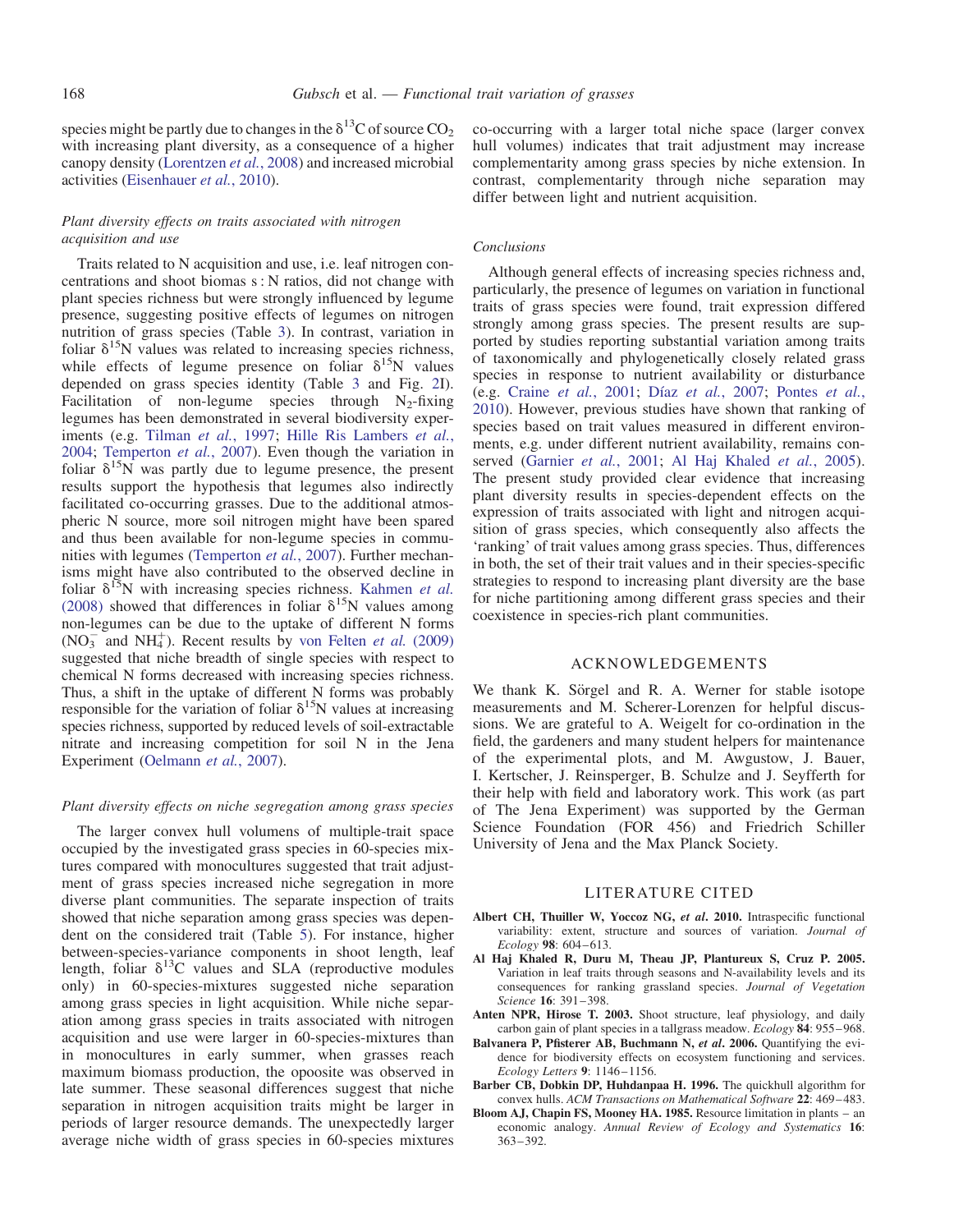species might be partly due to changes in the $\delta^{13}C$ of source $CO_2$ with increasing plant diversity, as a consequence of a higher canopy density (Lorentzen *et al.*, 2008) and increased microbial activities (Eisenhauer *et al.*, 2010).

### *Plant diversity effects on traits associated with nitrogen acquisition and use*

Traits related to N acquisition and use, i.e. leaf nitrogen concentrations and shoot biomas s : N ratios, did not change with plant species richness but were strongly influenced by legume presence, suggesting positive effects of legumes on nitrogen nutrition of grass species (Table 3). In contrast, variation in foliar $\delta^{15}N$ values was related to increasing species richness, while effects of legume presence on foliar $\delta^{15}N$ values depended on grass species identity (Table 3 and Fig. 2I). Facilitation of non-legume species through $N_2$-fixing legumes has been demonstrated in several biodiversity experiments (e.g. Tilman *et al.*, 1997; Hille Ris Lambers *et al.*, 2004; Temperton *et al.*, 2007). Even though the variation in foliar $\delta^{15}N$ was partly due to legume presence, the present results support the hypothesis that legumes also indirectly facilitated co-occurring grasses. Due to the additional atmospheric N source, more soil nitrogen might have been spared and thus been available for non-legume species in communities with legumes (Temperton *et al.*, 2007). Further mechanisms might have also contributed to the observed decline in foliar $\delta^{15}N$ with increasing species richness. Kahmen *et al.* (2008) showed that differences in foliar $\delta^{15}N$ values among non-legumes can be due to the uptake of different N forms ($NO_3^-$ and $NH_4^+$). Recent results by von Felten *et al.* (2009) suggested that niche breadth of single species with respect to chemical N forms decreased with increasing species richness. Thus, a shift in the uptake of different N forms was probably responsible for the variation of foliar $\delta^{15}N$ values at increasing species richness, supported by reduced levels of soil-extractable nitrate and increasing competition for soil N in the Jena Experiment (Oelmann *et al.*, 2007).

### *Plant diversity effects on niche segregation among grass species*

The larger convex hull volumens of multiple-trait space occupied by the investigated grass species in 60-species mixtures compared with monocultures suggested that trait adjustment of grass species increased niche segregation in more diverse plant communities. The separate inspection of traits showed that niche separation among grass species was dependent on the considered trait (Table 5). For instance, higher between-species-variance components in shoot length, leaf length, foliar $\delta^{13}C$ values and SLA (reproductive modules only) in 60-species-mixtures suggested niche separation among grass species in light acquisition. While niche separation among grass species in traits associated with nitrogen acquisition and use were larger in 60-species-mixtures than in monocultures in early summer, when grasses reach maximum biomass production, the opoosite was observed in late summer. These seasonal differences suggest that niche separation in nitrogen acquisition traits might be larger in periods of larger resource demands. The unexpectedly larger average niche width of grass species in 60-species mixtures co-occurring with a larger total niche space (larger convex hull volumes) indicates that trait adjustment may increase complementarity among grass species by niche extension. In contrast, complementarity through niche separation may differ between light and nutrient acquisition.

### *Conclusions*

Although general effects of increasing species richness and, particularly, the presence of legumes on variation in functional traits of grass species were found, trait expression differed strongly among grass species. The present results are supported by studies reporting substantial variation among traits of taxonomically and phylogenetically closely related grass species in response to nutrient availability or disturbance (e.g. Craine *et al.*, 2001; Díaz *et al.*, 2007; Pontes *et al.*, 2010). However, previous studies have shown that ranking of species based on trait values measured in different environments, e.g. under different nutrient availability, remains conserved (Garnier *et al.*, 2001; Al Haj Khaled *et al.*, 2005). The present study provided clear evidence that increasing plant diversity results in species-dependent effects on the expression of traits associated with light and nitrogen acquisition of grass species, which consequently also affects the 'ranking' of trait values among grass species. Thus, differences in both, the set of their trait values and in their species-specific strategies to respond to increasing plant diversity are the base for niche partitioning among different grass species and their coexistence in species-rich plant communities.

## ACKNOWLEDGEMENTS

We thank K. Sörgel and R. A. Werner for stable isotope measurements and M. Scherer-Lorenzen for helpful discussions. We are grateful to A. Weigelt for co-ordination in the field, the gardeners and many student helpers for maintenance of the experimental plots, and M. Awgustow, J. Bauer, I. Kertscher, J. Reinsperger, B. Schulze and J. Seyfferth for their help with field and laboratory work. This work (as part of The Jena Experiment) was supported by the German Science Foundation (FOR 456) and Friedrich Schiller University of Jena and the Max Planck Society.

## LITERATURE CITED

**Albert CH, Thuiller W, Yoccoz NG, *et al*. 2010.** Intraspecific functional variability: extent, structure and sources of variation. *Journal of Ecology* **98**: 604–613.

**Al Haj Khaled R, Duru M, Theau JP, Plantureux S, Cruz P. 2005.** Variation in leaf traits through seasons and N-availability levels and its consequences for ranking grassland species. *Journal of Vegetation Science* **16**: 391–398.

**Anten NPR, Hirose T. 2003.** Shoot structure, leaf physiology, and daily carbon gain of plant species in a tallgrass meadow. *Ecology* **84**: 955–968.

**Balvanera P, Pfisterer AB, Buchmann N, *et al*. 2006.** Quantifying the evidence for biodiversity effects on ecosystem functioning and services. *Ecology Letters* **9**: 1146–1156.

**Barber CB, Dobkin DP, Huhdanpaa H. 1996.** The quickhull algorithm for convex hulls. *ACM Transactions on Mathematical Software* **22**: 469–483.

**Bloom AJ, Chapin FS, Mooney HA. 1985.** Resource limitation in plants – an economic analogy. *Annual Review of Ecology and Systematics* **16**: 363–392.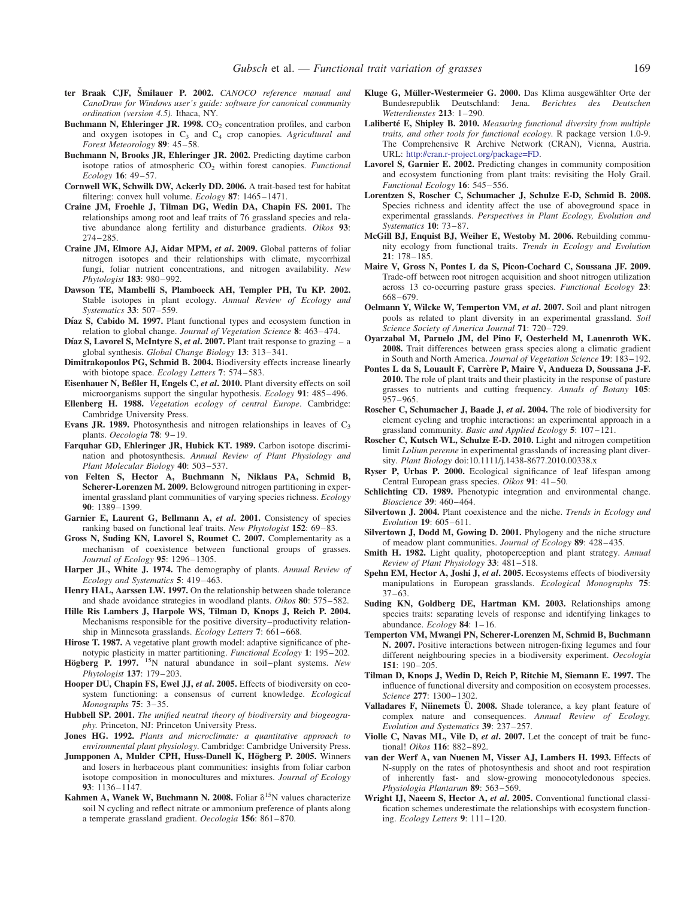**ter Braak CJF, Šmilauer P. 2002.** *CANOCO reference manual and CanoDraw for Windows user's guide: software for canonical community ordination (version 4.5).* Ithaca, NY.

**Buchmann N, Ehleringer JR. 1998.** $CO_2$ concentration profiles, and carbon and oxygen isotopes in $C_3$ and $C_4$ crop canopies. *Agricultural and Forest Meteorology* **89**: 45–58.

**Buchmann N, Brooks JR, Ehleringer JR. 2002.** Predicting daytime carbon isotope ratios of atmospheric $CO_2$ within forest canopies. *Functional Ecology* **16**: 49–57.

**Cornwell WK, Schwilk DW, Ackerly DD. 2006.** A trait-based test for habitat filtering: convex hull volume. *Ecology* **87**: 1465–1471.

**Craine JM, Froehle J, Tilman DG, Wedin DA, Chapin FS. 2001.** The relationships among root and leaf traits of 76 grassland species and relative abundance along fertility and disturbance gradients. *Oikos* **93**: 274–285.

**Craine JM, Elmore AJ, Aidar MPM, *et al.* 2009.** Global patterns of foliar nitrogen isotopes and their relationships with climate, mycorrhizal fungi, foliar nutrient concentrations, and nitrogen availability. *New Phytologist* **183**: 980–992.

**Dawson TE, Mambelli S, Plamboeck AH, Templer PH, Tu KP. 2002.** Stable isotopes in plant ecology. *Annual Review of Ecology and Systematics* **33**: 507–559.

**Díaz S, Cabido M. 1997.** Plant functional types and ecosystem function in relation to global change. *Journal of Vegetation Science* **8**: 463–474.

**Díaz S, Lavorel S, McIntyre S, *et al.* 2007.** Plant trait response to grazing – a global synthesis. *Global Change Biology* **13**: 313–341.

**Dimitrakopoulos PG, Schmid B. 2004.** Biodiversity effects increase linearly with biotope space. *Ecology Letters* **7**: 574–583.

**Eisenhauer N, Beßler H, Engels C, *et al.* 2010.** Plant diversity effects on soil microorganisms support the singular hypothesis. *Ecology* **91**: 485–496.

**Ellenberg H. 1988.** *Vegetation ecology of central Europe.* Cambridge: Cambridge University Press.

**Evans JR. 1989.** Photosynthesis and nitrogen relationships in leaves of $C_3$ plants. *Oecologia* **78**: 9–19.

**Farquhar GD, Ehleringer JR, Hubick KT. 1989.** Carbon isotope discrimination and photosynthesis. *Annual Review of Plant Physiology and Plant Molecular Biology* **40**: 503–537.

**von Felten S, Hector A, Buchmann N, Niklaus PA, Schmid B, Scherer-Lorenzen M. 2009.** Belowground nitrogen partitioning in experimental grassland plant communities of varying species richness. *Ecology* **90**: 1389–1399.

**Garnier E, Laurent G, Bellmann A, *et al.* 2001.** Consistency of species ranking based on functional leaf traits. *New Phytologist* **152**: 69–83.

**Gross N, Suding KN, Lavorel S, Roumet C. 2007.** Complementarity as a mechanism of coexistence between functional groups of grasses. *Journal of Ecology* **95**: 1296–1305.

**Harper JL, White J. 1974.** The demography of plants. *Annual Review of Ecology and Systematics* **5**: 419–463.

**Henry HAL, Aarssen LW. 1997.** On the relationship between shade tolerance and shade avoidance strategies in woodland plants. *Oikos* **80**: 575–582.

**Hille Ris Lambers J, Harpole WS, Tilman D, Knops J, Reich P. 2004.** Mechanisms responsible for the positive diversity–productivity relationship in Minnesota grasslands. *Ecology Letters* **7**: 661–668.

**Hirose T. 1987.** A vegetative plant growth model: adaptive significance of phenotypic plasticity in matter partitioning. *Functional Ecology* **1**: 195–202.

**Högberg P. 1997.** $^{15}$N natural abundance in soil–plant systems. *New Phytologist* **137**: 179–203.

**Hooper DU, Chapin FS, Ewel JJ, *et al.* 2005.** Effects of biodiversity on ecosystem functioning: a consensus of current knowledge. *Ecological Monographs* **75**: 3–35.

**Hubbell SP. 2001.** *The unified neutral theory of biodiversity and biogeography.* Princeton, NJ: Princeton University Press.

**Jones HG. 1992.** *Plants and microclimate: a quantitative approach to environmental plant physiology.* Cambridge: Cambridge University Press.

**Jumpponen A, Mulder CPH, Huss-Danell K, Högberg P. 2005.** Winners and losers in herbaceous plant communities: insights from foliar carbon isotope composition in monocultures and mixtures. *Journal of Ecology* **93**: 1136–1147.

**Kahmen A, Wanek W, Buchmann N. 2008.** Foliar $\delta^{15}$N values characterize soil N cycling and reflect nitrate or ammonium preference of plants along a temperate grassland gradient. *Oecologia* **156**: 861–870.

**Kluge G, Müller-Westermeier G. 2000.** Das Klima ausgewählter Orte der Bundesrepublik Deutschland: Jena. *Berichtes des Deutschen Wetterdienstes* **213**: 1–290.

**Laliberté E, Shipley B. 2010.** *Measuring functional diversity from multiple traits, and other tools for functional ecology.* R package version 1.0-9. The Comprehensive R Archive Network (CRAN), Vienna, Austria. URL: http://cran.r-project.org/package=FD.

**Lavorel S, Garnier E. 2002.** Predicting changes in community composition and ecosystem functioning from plant traits: revisiting the Holy Grail. *Functional Ecology* **16**: 545–556.

**Lorentzen S, Roscher C, Schumacher J, Schulze E-D, Schmid B. 2008.** Species richness and identity affect the use of aboveground space in experimental grasslands. *Perspectives in Plant Ecology, Evolution and Systematics* **10**: 73–87.

**McGill BJ, Enquist BJ, Weiher E, Westoby M. 2006.** Rebuilding community ecology from functional traits. *Trends in Ecology and Evolution* **21**: 178–185.

**Maire V, Gross N, Pontes L da S, Picon-Cochard C, Soussana JF. 2009.** Trade-off between root nitrogen acquisition and shoot nitrogen utilization across 13 co-occurring pasture grass species. *Functional Ecology* **23**: 668–679.

**Oelmann Y, Wilcke W, Temperton VM, *et al.* 2007.** Soil and plant nitrogen pools as related to plant diversity in an experimental grassland. *Soil Science Society of America Journal* **71**: 720–729.

**Oyarzabal M, Paruelo JM, del Pino F, Oesterheld M, Lauenroth WK. 2008.** Trait differences between grass species along a climatic gradient in South and North America. *Journal of Vegetation Science* **19**: 183–192.

**Pontes L da S, Louault F, Carrère P, Maire V, Andueza D, Soussana J-F. 2010.** The role of plant traits and their plasticity in the response of pasture grasses to nutrients and cutting frequency. *Annals of Botany* **105**: 957–965.

**Roscher C, Schumacher J, Baade J, *et al.* 2004.** The role of biodiversity for element cycling and trophic interactions: an experimental approach in a grassland community. *Basic and Applied Ecology* **5**: 107–121.

**Roscher C, Kutsch WL, Schulze E-D. 2010.** Light and nitrogen competition limit *Lolium perenne* in experimental grasslands of increasing plant diversity. *Plant Biology* doi:10.1111/j.1438-8677.2010.00338.x

**Ryser P, Urbas P. 2000.** Ecological significance of leaf lifespan among Central European grass species. *Oikos* **91**: 41–50.

**Schlichting CD. 1989.** Phenotypic integration and environmental change. *Bioscience* **39**: 460–464.

**Silvertown J. 2004.** Plant coexistence and the niche. *Trends in Ecology and Evolution* **19**: 605–611.

**Silvertown J, Dodd M, Gowing D. 2001.** Phylogeny and the niche structure of meadow plant communities. *Journal of Ecology* **89**: 428–435.

**Smith H. 1982.** Light quality, photoperception and plant strategy. *Annual Review of Plant Physiology* **33**: 481–518.

**Spehn EM, Hector A, Joshi J, *et al.* 2005.** Ecosystems effects of biodiversity manipulations in European grasslands. *Ecological Monographs* **75**: 37–63.

**Suding KN, Goldberg DE, Hartman KM. 2003.** Relationships among species traits: separating levels of response and identifying linkages to abundance. *Ecology* **84**: 1–16.

**Temperton VM, Mwangi PN, Scherer-Lorenzen M, Schmid B, Buchmann N. 2007.** Positive interactions between nitrogen-fixing legumes and four different neighbouring species in a biodiversity experiment. *Oecologia* **151**: 190–205.

**Tilman D, Knops J, Wedin D, Reich P, Ritchie M, Siemann E. 1997.** The influence of functional diversity and composition on ecosystem processes. *Science* **277**: 1300–1302.

**Valladares F, Niinemets Ü. 2008.** Shade tolerance, a key plant feature of complex nature and consequences. *Annual Review of Ecology, Evolution and Systematics* **39**: 237–257.

**Violle C, Navas ML, Vile D, *et al.* 2007.** Let the concept of trait be functional! *Oikos* **116**: 882–892.

**van der Werf A, van Nuenen M, Visser AJ, Lambers H. 1993.** Effects of N-supply on the rates of photosynthesis and shoot and root respiration of inherently fast- and slow-growing monocotyledonous species. *Physiologia Plantarum* **89**: 563–569.

**Wright IJ, Naeem S, Hector A, *et al.* 2005.** Conventional functional classification schemes underestimate the relationships with ecosystem functioning. *Ecology Letters* **9**: 111–120.